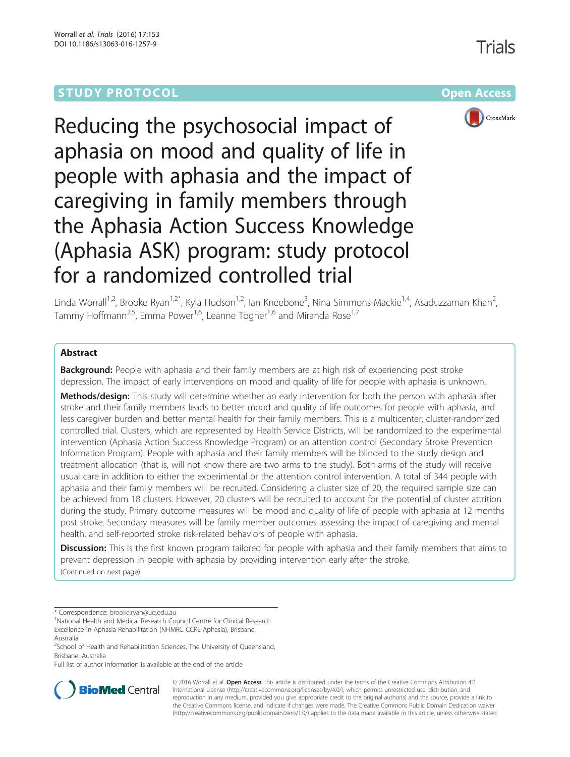STUDY PROTOCOL

Open Access

# Reducing the psychosocial impact of aphasia on mood and quality of life in people with aphasia and the impact of caregiving in family members through the Aphasia Action Success Knowledge (Aphasia ASK) program: study protocol for a randomized controlled trial

Linda Worrall[1,2], Brooke Ryan[1,2*], Kyla Hudson[1,2], Ian Kneebone[3], Nina Simmons-Mackie[1,4], Asaduzzaman Khan[2], Tammy Hoffmann[2,5], Emma Power[1,6], Leanne Togher[1,6] and Miranda Rose[1,7]

## Abstract

**Background:** People with aphasia and their family members are at high risk of experiencing post stroke depression. The impact of early interventions on mood and quality of life for people with aphasia is unknown.

**Methods/design:** This study will determine whether an early intervention for both the person with aphasia after stroke and their family members leads to better mood and quality of life outcomes for people with aphasia, and less caregiver burden and better mental health for their family members. This is a multicenter, cluster-randomized controlled trial. Clusters, which are represented by Health Service Districts, will be randomized to the experimental intervention (Aphasia Action Success Knowledge Program) or an attention control (Secondary Stroke Prevention Information Program). People with aphasia and their family members will be blinded to the study design and treatment allocation (that is, will not know there are two arms to the study). Both arms of the study will receive usual care in addition to either the experimental or the attention control intervention. A total of 344 people with aphasia and their family members will be recruited. Considering a cluster size of 20, the required sample size can be achieved from 18 clusters. However, 20 clusters will be recruited to account for the potential of cluster attrition during the study. Primary outcome measures will be mood and quality of life of people with aphasia at 12 months post stroke. Secondary measures will be family member outcomes assessing the impact of caregiving and mental health, and self-reported stroke risk-related behaviors of people with aphasia.

**Discussion:** This is the first known program tailored for people with aphasia and their family members that aims to prevent depression in people with aphasia by providing intervention early after the stroke.

(Continued on next page)

\* Correspondence: brooke.ryan@uq.edu.au

[1]National Health and Medical Research Council Centre for Clinical Research Excellence in Aphasia Rehabilitation (NHMRC CCRE-Aphasia), Brisbane, Australia

[2]School of Health and Rehabilitation Sciences, The University of Queensland, Brisbane, Australia

Full list of author information is available at the end of the article

© 2016 Worrall et al. **Open Access** This article is distributed under the terms of the Creative Commons Attribution 4.0 International License (http://creativecommons.org/licenses/by/4.0/), which permits unrestricted use, distribution, and reproduction in any medium, provided you give appropriate credit to the original author(s) and the source, provide a link to the Creative Commons license, and indicate if changes were made. The Creative Commons Public Domain Dedication waiver (http://creativecommons.org/publicdomain/zero/1.0/) applies to the data made available in this article, unless otherwise stated.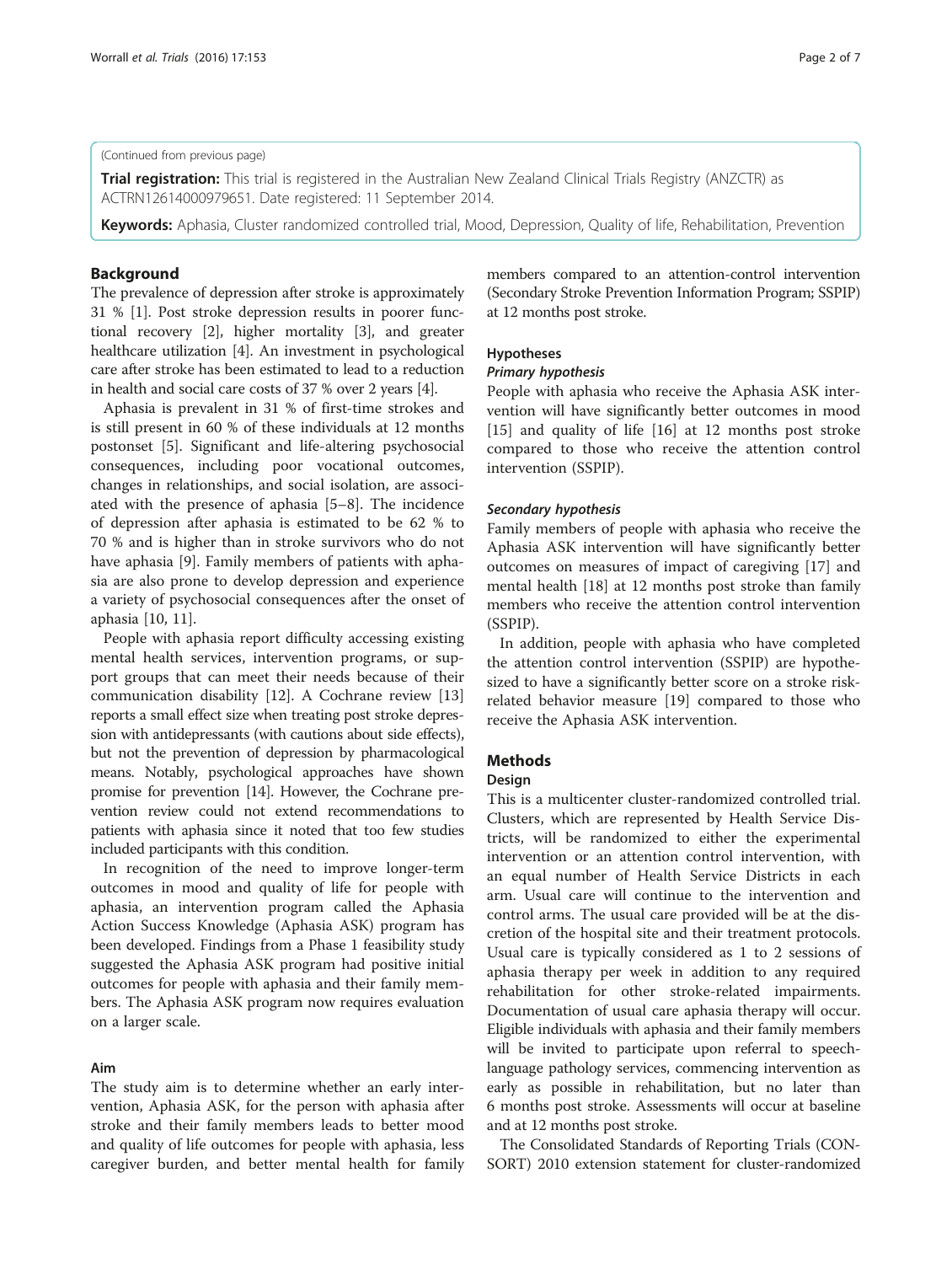(Continued from previous page)

**Trial registration:** This trial is registered in the Australian New Zealand Clinical Trials Registry (ANZCTR) as ACTRN12614000979651. Date registered: 11 September 2014.

**Keywords:** Aphasia, Cluster randomized controlled trial, Mood, Depression, Quality of life, Rehabilitation, Prevention

## Background

The prevalence of depression after stroke is approximately 31 % [1]. Post stroke depression results in poorer functional recovery [2], higher mortality [3], and greater healthcare utilization [4]. An investment in psychological care after stroke has been estimated to lead to a reduction in health and social care costs of 37 % over 2 years [4].

Aphasia is prevalent in 31 % of first-time strokes and is still present in 60 % of these individuals at 12 months postonset [5]. Significant and life-altering psychosocial consequences, including poor vocational outcomes, changes in relationships, and social isolation, are associated with the presence of aphasia [5–8]. The incidence of depression after aphasia is estimated to be 62 % to 70 % and is higher than in stroke survivors who do not have aphasia [9]. Family members of patients with aphasia are also prone to develop depression and experience a variety of psychosocial consequences after the onset of aphasia [10, 11].

People with aphasia report difficulty accessing existing mental health services, intervention programs, or support groups that can meet their needs because of their communication disability [12]. A Cochrane review [13] reports a small effect size when treating post stroke depression with antidepressants (with cautions about side effects), but not the prevention of depression by pharmacological means. Notably, psychological approaches have shown promise for prevention [14]. However, the Cochrane prevention review could not extend recommendations to patients with aphasia since it noted that too few studies included participants with this condition.

In recognition of the need to improve longer-term outcomes in mood and quality of life for people with aphasia, an intervention program called the Aphasia Action Success Knowledge (Aphasia ASK) program has been developed. Findings from a Phase 1 feasibility study suggested the Aphasia ASK program had positive initial outcomes for people with aphasia and their family members. The Aphasia ASK program now requires evaluation on a larger scale.

### Aim

The study aim is to determine whether an early intervention, Aphasia ASK, for the person with aphasia after stroke and their family members leads to better mood and quality of life outcomes for people with aphasia, less caregiver burden, and better mental health for family members compared to an attention-control intervention (Secondary Stroke Prevention Information Program; SSPIP) at 12 months post stroke.

### Hypotheses

#### *Primary hypothesis*

People with aphasia who receive the Aphasia ASK intervention will have significantly better outcomes in mood [15] and quality of life [16] at 12 months post stroke compared to those who receive the attention control intervention (SSPIP).

#### *Secondary hypothesis*

Family members of people with aphasia who receive the Aphasia ASK intervention will have significantly better outcomes on measures of impact of caregiving [17] and mental health [18] at 12 months post stroke than family members who receive the attention control intervention (SSPIP).

In addition, people with aphasia who have completed the attention control intervention (SSPIP) are hypothesized to have a significantly better score on a stroke risk-related behavior measure [19] compared to those who receive the Aphasia ASK intervention.

## Methods

### Design

This is a multicenter cluster-randomized controlled trial. Clusters, which are represented by Health Service Districts, will be randomized to either the experimental intervention or an attention control intervention, with an equal number of Health Service Districts in each arm. Usual care will continue to the intervention and control arms. The usual care provided will be at the discretion of the hospital site and their treatment protocols. Usual care is typically considered as 1 to 2 sessions of aphasia therapy per week in addition to any required rehabilitation for other stroke-related impairments. Documentation of usual care aphasia therapy will occur. Eligible individuals with aphasia and their family members will be invited to participate upon referral to speech-language pathology services, commencing intervention as early as possible in rehabilitation, but no later than 6 months post stroke. Assessments will occur at baseline and at 12 months post stroke.

The Consolidated Standards of Reporting Trials (CONSORT) 2010 extension statement for cluster-randomized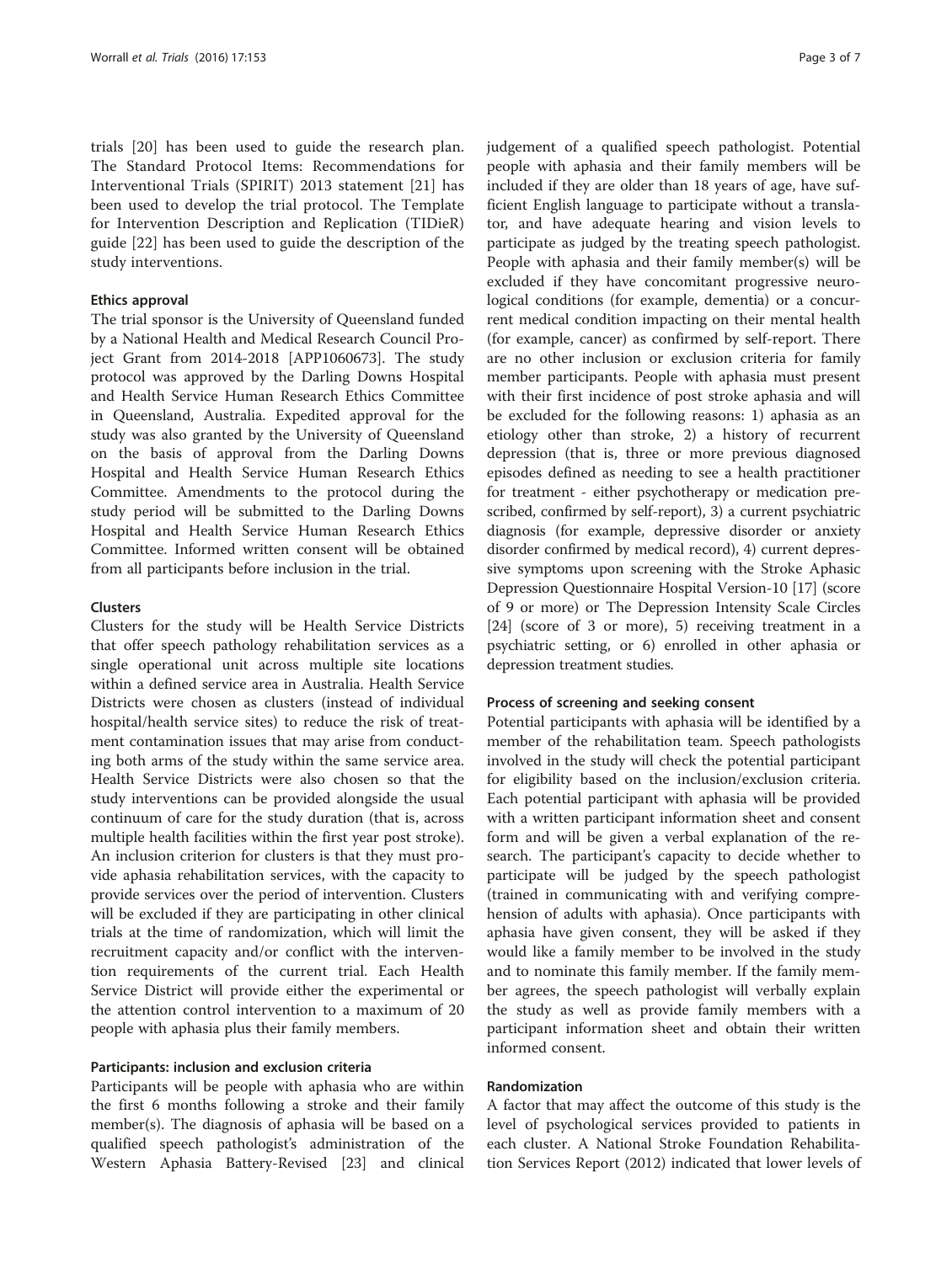trials [20] has been used to guide the research plan. The Standard Protocol Items: Recommendations for Interventional Trials (SPIRIT) 2013 statement [21] has been used to develop the trial protocol. The Template for Intervention Description and Replication (TIDieR) guide [22] has been used to guide the description of the study interventions.

#### Ethics approval

The trial sponsor is the University of Queensland funded by a National Health and Medical Research Council Project Grant from 2014-2018 [APP1060673]. The study protocol was approved by the Darling Downs Hospital and Health Service Human Research Ethics Committee in Queensland, Australia. Expedited approval for the study was also granted by the University of Queensland on the basis of approval from the Darling Downs Hospital and Health Service Human Research Ethics Committee. Amendments to the protocol during the study period will be submitted to the Darling Downs Hospital and Health Service Human Research Ethics Committee. Informed written consent will be obtained from all participants before inclusion in the trial.

#### Clusters

Clusters for the study will be Health Service Districts that offer speech pathology rehabilitation services as a single operational unit across multiple site locations within a defined service area in Australia. Health Service Districts were chosen as clusters (instead of individual hospital/health service sites) to reduce the risk of treatment contamination issues that may arise from conducting both arms of the study within the same service area. Health Service Districts were also chosen so that the study interventions can be provided alongside the usual continuum of care for the study duration (that is, across multiple health facilities within the first year post stroke). An inclusion criterion for clusters is that they must provide aphasia rehabilitation services, with the capacity to provide services over the period of intervention. Clusters will be excluded if they are participating in other clinical trials at the time of randomization, which will limit the recruitment capacity and/or conflict with the intervention requirements of the current trial. Each Health Service District will provide either the experimental or the attention control intervention to a maximum of 20 people with aphasia plus their family members.

#### Participants: inclusion and exclusion criteria

Participants will be people with aphasia who are within the first 6 months following a stroke and their family member(s). The diagnosis of aphasia will be based on a qualified speech pathologist's administration of the Western Aphasia Battery-Revised [23] and clinical judgement of a qualified speech pathologist. Potential people with aphasia and their family members will be included if they are older than 18 years of age, have sufficient English language to participate without a translator, and have adequate hearing and vision levels to participate as judged by the treating speech pathologist. People with aphasia and their family member(s) will be excluded if they have concomitant progressive neurological conditions (for example, dementia) or a concurrent medical condition impacting on their mental health (for example, cancer) as confirmed by self-report. There are no other inclusion or exclusion criteria for family member participants. People with aphasia must present with their first incidence of post stroke aphasia and will be excluded for the following reasons: 1) aphasia as an etiology other than stroke, 2) a history of recurrent depression (that is, three or more previous diagnosed episodes defined as needing to see a health practitioner for treatment - either psychotherapy or medication prescribed, confirmed by self-report), 3) a current psychiatric diagnosis (for example, depressive disorder or anxiety disorder confirmed by medical record), 4) current depressive symptoms upon screening with the Stroke Aphasic Depression Questionnaire Hospital Version-10 [17] (score of 9 or more) or The Depression Intensity Scale Circles [24] (score of 3 or more), 5) receiving treatment in a psychiatric setting, or 6) enrolled in other aphasia or depression treatment studies.

#### Process of screening and seeking consent

Potential participants with aphasia will be identified by a member of the rehabilitation team. Speech pathologists involved in the study will check the potential participant for eligibility based on the inclusion/exclusion criteria. Each potential participant with aphasia will be provided with a written participant information sheet and consent form and will be given a verbal explanation of the research. The participant's capacity to decide whether to participate will be judged by the speech pathologist (trained in communicating with and verifying comprehension of adults with aphasia). Once participants with aphasia have given consent, they will be asked if they would like a family member to be involved in the study and to nominate this family member. If the family member agrees, the speech pathologist will verbally explain the study as well as provide family members with a participant information sheet and obtain their written informed consent.

#### Randomization

A factor that may affect the outcome of this study is the level of psychological services provided to patients in each cluster. A National Stroke Foundation Rehabilitation Services Report (2012) indicated that lower levels of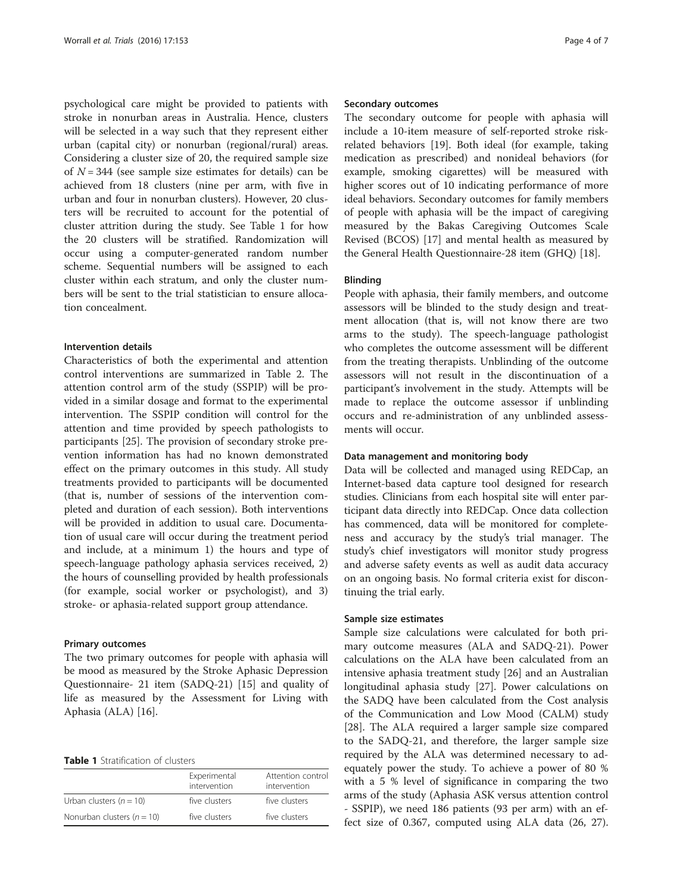psychological care might be provided to patients with stroke in nonurban areas in Australia. Hence, clusters will be selected in a way such that they represent either urban (capital city) or nonurban (regional/rural) areas. Considering a cluster size of 20, the required sample size of $N = 344$ (see sample size estimates for details) can be achieved from 18 clusters (nine per arm, with five in urban and four in nonurban clusters). However, 20 clusters will be recruited to account for the potential of cluster attrition during the study. See Table 1 for how the 20 clusters will be stratified. Randomization will occur using a computer-generated random number scheme. Sequential numbers will be assigned to each cluster within each stratum, and only the cluster numbers will be sent to the trial statistician to ensure allocation concealment.

### Intervention details

Characteristics of both the experimental and attention control interventions are summarized in Table 2. The attention control arm of the study (SSPIP) will be provided in a similar dosage and format to the experimental intervention. The SSPIP condition will control for the attention and time provided by speech pathologists to participants [25]. The provision of secondary stroke prevention information has had no known demonstrated effect on the primary outcomes in this study. All study treatments provided to participants will be documented (that is, number of sessions of the intervention completed and duration of each session). Both interventions will be provided in addition to usual care. Documentation of usual care will occur during the treatment period and include, at a minimum 1) the hours and type of speech-language pathology aphasia services received, 2) the hours of counselling provided by health professionals (for example, social worker or psychologist), and 3) stroke- or aphasia-related support group attendance.

### Primary outcomes

The two primary outcomes for people with aphasia will be mood as measured by the Stroke Aphasic Depression Questionnaire- 21 item (SADQ-21) [15] and quality of life as measured by the Assessment for Living with Aphasia (ALA) [16].

**Table 1** Stratification of clusters

| | Experimental intervention | Attention control intervention |
|---|---|---|
| Urban clusters ($n = 10$) | five clusters | five clusters |
| Nonurban clusters ($n = 10$) | five clusters | five clusters |

### Secondary outcomes

The secondary outcome for people with aphasia will include a 10-item measure of self-reported stroke risk-related behaviors [19]. Both ideal (for example, taking medication as prescribed) and nonideal behaviors (for example, smoking cigarettes) will be measured with higher scores out of 10 indicating performance of more ideal behaviors. Secondary outcomes for family members of people with aphasia will be the impact of caregiving measured by the Bakas Caregiving Outcomes Scale Revised (BCOS) [17] and mental health as measured by the General Health Questionnaire-28 item (GHQ) [18].

### Blinding

People with aphasia, their family members, and outcome assessors will be blinded to the study design and treatment allocation (that is, will not know there are two arms to the study). The speech-language pathologist who completes the outcome assessment will be different from the treating therapists. Unblinding of the outcome assessors will not result in the discontinuation of a participant's involvement in the study. Attempts will be made to replace the outcome assessor if unblinding occurs and re-administration of any unblinded assessments will occur.

### Data management and monitoring body

Data will be collected and managed using REDCap, an Internet-based data capture tool designed for research studies. Clinicians from each hospital site will enter participant data directly into REDCap. Once data collection has commenced, data will be monitored for completeness and accuracy by the study's trial manager. The study's chief investigators will monitor study progress and adverse safety events as well as audit data accuracy on an ongoing basis. No formal criteria exist for discontinuing the trial early.

### Sample size estimates

Sample size calculations were calculated for both primary outcome measures (ALA and SADQ-21). Power calculations on the ALA have been calculated from an intensive aphasia treatment study [26] and an Australian longitudinal aphasia study [27]. Power calculations on the SADQ have been calculated from the Cost analysis of the Communication and Low Mood (CALM) study [28]. The ALA required a larger sample size compared to the SADQ-21, and therefore, the larger sample size required by the ALA was determined necessary to adequately power the study. To achieve a power of 80 % with a 5 % level of significance in comparing the two arms of the study (Aphasia ASK versus attention control - SSPIP), we need 186 patients (93 per arm) with an effect size of 0.367, computed using ALA data (26, 27).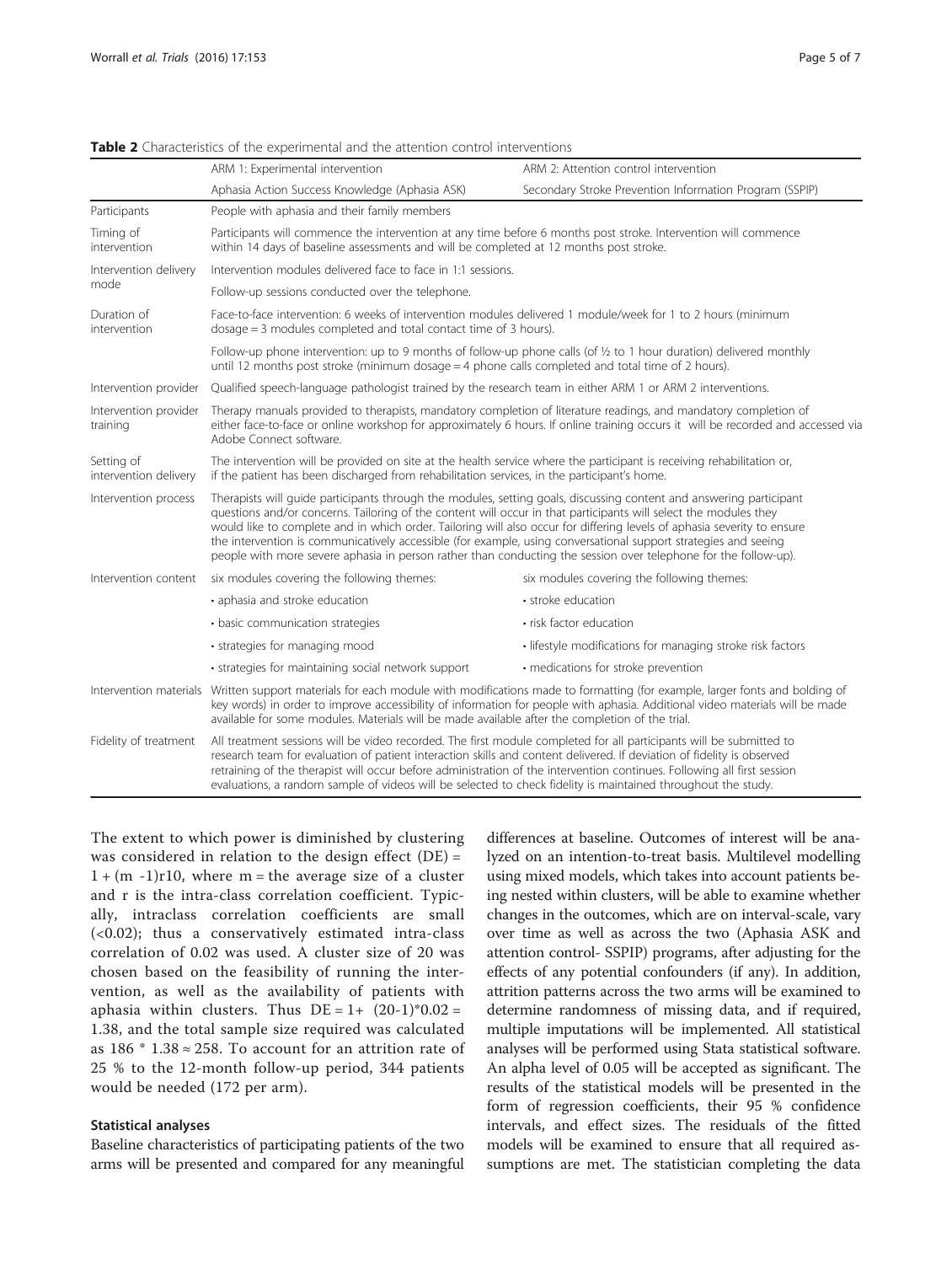**Table 2** Characteristics of the experimental and the attention control interventions

| | ARM 1: Experimental intervention | ARM 2: Attention control intervention |
|---|---|---|
| | Aphasia Action Success Knowledge (Aphasia ASK) | Secondary Stroke Prevention Information Program (SSPIP) |
| Participants | People with aphasia and their family members | |
| Timing of intervention | Participants will commence the intervention at any time before 6 months post stroke. Intervention will commence within 14 days of baseline assessments and will be completed at 12 months post stroke. | |
| Intervention delivery mode | Intervention modules delivered face to face in 1:1 sessions. | |
| | Follow-up sessions conducted over the telephone. | |
| Duration of intervention | Face-to-face intervention: 6 weeks of intervention modules delivered 1 module/week for 1 to 2 hours (minimum dosage = 3 modules completed and total contact time of 3 hours). | |
| | Follow-up phone intervention: up to 9 months of follow-up phone calls (of ½ to 1 hour duration) delivered monthly until 12 months post stroke (minimum dosage = 4 phone calls completed and total time of 2 hours). | |
| Intervention provider | Qualified speech-language pathologist trained by the research team in either ARM 1 or ARM 2 interventions. | |
| Intervention provider training | Therapy manuals provided to therapists, mandatory completion of literature readings, and mandatory completion of either face-to-face or online workshop for approximately 6 hours. If online training occurs it will be recorded and accessed via Adobe Connect software. | |
| Setting of intervention delivery | The intervention will be provided on site at the health service where the participant is receiving rehabilitation or, if the patient has been discharged from rehabilitation services, in the participant's home. | |
| Intervention process | Therapists will guide participants through the modules, setting goals, discussing content and answering participant questions and/or concerns. Tailoring of the content will occur in that participants will select the modules they would like to complete and in which order. Tailoring will also occur for differing levels of aphasia severity to ensure the intervention is communicatively accessible (for example, using conversational support strategies and seeing people with more severe aphasia in person rather than conducting the session over telephone for the follow-up). | |
| Intervention content | six modules covering the following themes: | six modules covering the following themes: |
| | • aphasia and stroke education | • stroke education |
| | • basic communication strategies | • risk factor education |
| | • strategies for managing mood | • lifestyle modifications for managing stroke risk factors |
| | • strategies for maintaining social network support | • medications for stroke prevention |
| Intervention materials | Written support materials for each module with modifications made to formatting (for example, larger fonts and bolding of key words) in order to improve accessibility of information for people with aphasia. Additional video materials will be made available for some modules. Materials will be made available after the completion of the trial. | |
| Fidelity of treatment | All treatment sessions will be video recorded. The first module completed for all participants will be submitted to research team for evaluation of patient interaction skills and content delivered. If deviation of fidelity is observed retraining of the therapist will occur before administration of the intervention continues. Following all first session evaluations, a random sample of videos will be selected to check fidelity is maintained throughout the study. | |

The extent to which power is diminished by clustering was considered in relation to the design effect (DE) = $1 + (m - 1)r10$, where m = the average size of a cluster and r is the intra-class correlation coefficient. Typically, intraclass correlation coefficients are small (<0.02); thus a conservatively estimated intra-class correlation of 0.02 was used. A cluster size of 20 was chosen based on the feasibility of running the intervention, as well as the availability of patients with aphasia within clusters. Thus $DE = 1 + (20-1)*0.02 = 1.38$, and the total sample size required was calculated as $186 * 1.38 \approx 258$. To account for an attrition rate of 25 % to the 12-month follow-up period, 344 patients would be needed (172 per arm).

#### Statistical analyses

Baseline characteristics of participating patients of the two arms will be presented and compared for any meaningful differences at baseline. Outcomes of interest will be analyzed on an intention-to-treat basis. Multilevel modelling using mixed models, which takes into account patients being nested within clusters, will be able to examine whether changes in the outcomes, which are on interval-scale, vary over time as well as across the two (Aphasia ASK and attention control- SSPIP) programs, after adjusting for the effects of any potential confounders (if any). In addition, attrition patterns across the two arms will be examined to determine randomness of missing data, and if required, multiple imputations will be implemented. All statistical analyses will be performed using Stata statistical software. An alpha level of 0.05 will be accepted as significant. The results of the statistical models will be presented in the form of regression coefficients, their 95 % confidence intervals, and effect sizes. The residuals of the fitted models will be examined to ensure that all required assumptions are met. The statistician completing the data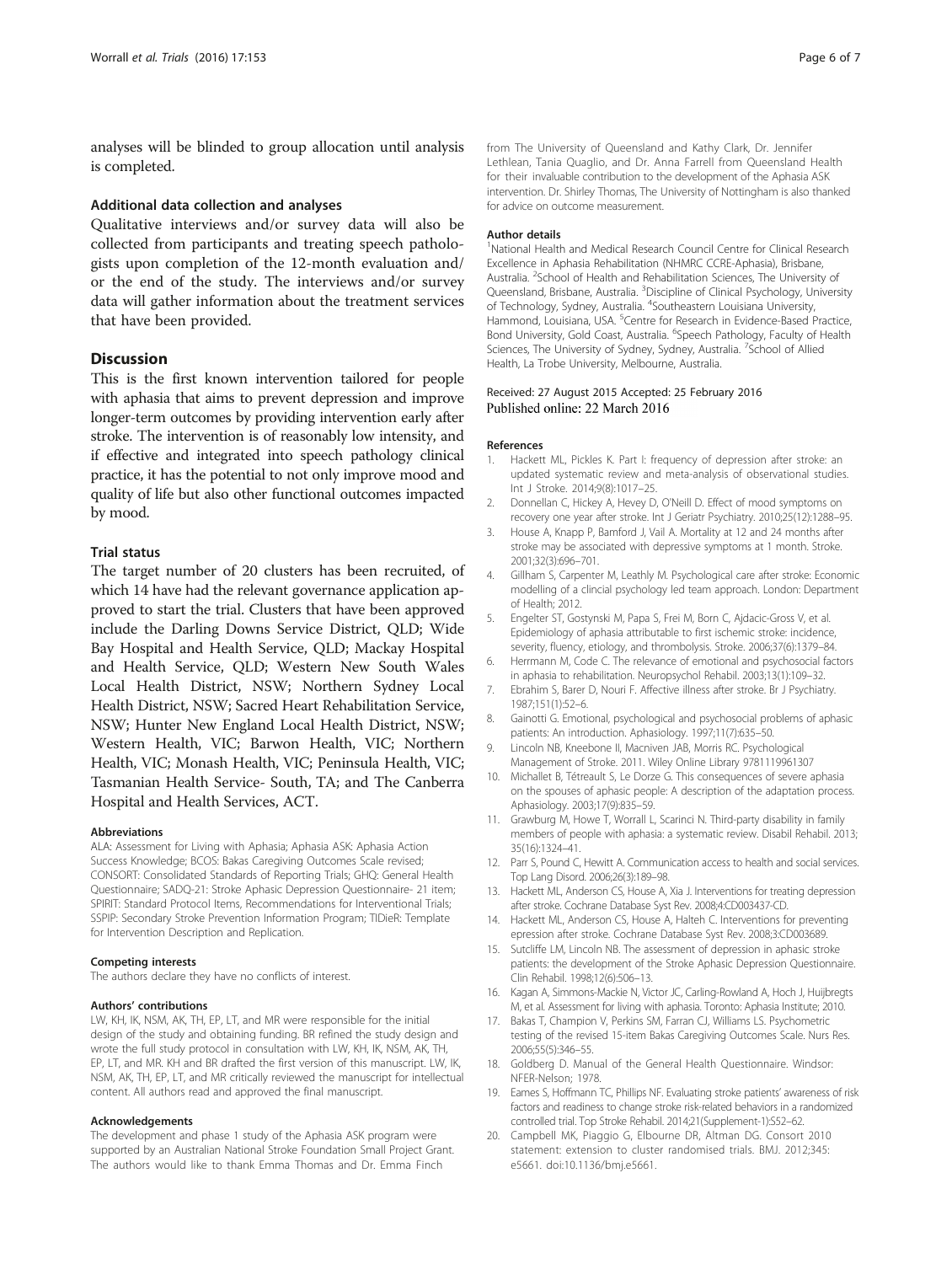analyses will be blinded to group allocation until analysis is completed.

### Additional data collection and analyses

Qualitative interviews and/or survey data will also be collected from participants and treating speech pathologists upon completion of the 12-month evaluation and/ or the end of the study. The interviews and/or survey data will gather information about the treatment services that have been provided.

## Discussion

This is the first known intervention tailored for people with aphasia that aims to prevent depression and improve longer-term outcomes by providing intervention early after stroke. The intervention is of reasonably low intensity, and if effective and integrated into speech pathology clinical practice, it has the potential to not only improve mood and quality of life but also other functional outcomes impacted by mood.

### Trial status

The target number of 20 clusters has been recruited, of which 14 have had the relevant governance application approved to start the trial. Clusters that have been approved include the Darling Downs Service District, QLD; Wide Bay Hospital and Health Service, QLD; Mackay Hospital and Health Service, QLD; Western New South Wales Local Health District, NSW; Northern Sydney Local Health District, NSW; Sacred Heart Rehabilitation Service, NSW; Hunter New England Local Health District, NSW; Western Health, VIC; Barwon Health, VIC; Northern Health, VIC; Monash Health, VIC; Peninsula Health, VIC; Tasmanian Health Service- South, TA; and The Canberra Hospital and Health Services, ACT.

#### Abbreviations

ALA: Assessment for Living with Aphasia; Aphasia ASK: Aphasia Action Success Knowledge; BCOS: Bakas Caregiving Outcomes Scale revised; CONSORT: Consolidated Standards of Reporting Trials; GHQ: General Health Questionnaire; SADQ-21: Stroke Aphasic Depression Questionnaire- 21 item; SPIRIT: Standard Protocol Items, Recommendations for Interventional Trials; SSPIP: Secondary Stroke Prevention Information Program; TIDieR: Template for Intervention Description and Replication.

#### Competing interests

The authors declare they have no conflicts of interest.

#### Authors' contributions

LW, KH, IK, NSM, AK, TH, EP, LT, and MR were responsible for the initial design of the study and obtaining funding. BR refined the study design and wrote the full study protocol in consultation with LW, KH, IK, NSM, AK, TH, EP, LT, and MR. KH and BR drafted the first version of this manuscript. LW, IK, NSM, AK, TH, EP, LT, and MR critically reviewed the manuscript for intellectual content. All authors read and approved the final manuscript.

#### Acknowledgements

The development and phase 1 study of the Aphasia ASK program were supported by an Australian National Stroke Foundation Small Project Grant. The authors would like to thank Emma Thomas and Dr. Emma Finch from The University of Queensland and Kathy Clark, Dr. Jennifer Lethlean, Tania Quaglio, and Dr. Anna Farrell from Queensland Health for their invaluable contribution to the development of the Aphasia ASK intervention. Dr. Shirley Thomas, The University of Nottingham is also thanked for advice on outcome measurement.

#### Author details

[1]National Health and Medical Research Council Centre for Clinical Research Excellence in Aphasia Rehabilitation (NHMRC CCRE-Aphasia), Brisbane, Australia. [2]School of Health and Rehabilitation Sciences, The University of Queensland, Brisbane, Australia. [3]Discipline of Clinical Psychology, University of Technology, Sydney, Australia. [4]Southeastern Louisiana University, Hammond, Louisiana, USA. [5]Centre for Research in Evidence-Based Practice, Bond University, Gold Coast, Australia. [6]Speech Pathology, Faculty of Health Sciences, The University of Sydney, Sydney, Australia. [7]School of Allied Health, La Trobe University, Melbourne, Australia.

Received: 27 August 2015 Accepted: 25 February 2016
Published online: 22 March 2016

#### References

1. Hackett ML, Pickles K. Part I: frequency of depression after stroke: an updated systematic review and meta-analysis of observational studies. Int J Stroke. 2014;9(8):1017–25.
2. Donnellan C, Hickey A, Hevey D, O'Neill D. Effect of mood symptoms on recovery one year after stroke. Int J Geriatr Psychiatry. 2010;25(12):1288–95.
3. House A, Knapp P, Bamford J, Vail A. Mortality at 12 and 24 months after stroke may be associated with depressive symptoms at 1 month. Stroke. 2001;32(3):696–701.
4. Gillham S, Carpenter M, Leathly M. Psychological care after stroke: Economic modelling of a clincial psychology led team approach. London: Department of Health; 2012.
5. Engelter ST, Gostynski M, Papa S, Frei M, Born C, Ajdacic-Gross V, et al. Epidemiology of aphasia attributable to first ischemic stroke: incidence, severity, fluency, etiology, and thrombolysis. Stroke. 2006;37(6):1379–84.
6. Herrmann M, Code C. The relevance of emotional and psychosocial factors in aphasia to rehabilitation. Neuropsychol Rehabil. 2003;13(1):109–32.
7. Ebrahim S, Barer D, Nouri F. Affective illness after stroke. Br J Psychiatry. 1987;151(1):52–6.
8. Gainotti G. Emotional, psychological and psychosocial problems of aphasic patients: An introduction. Aphasiology. 1997;11(7):635–50.
9. Lincoln NB, Kneebone II, Macniven JAB, Morris RC. Psychological Management of Stroke. 2011. Wiley Online Library 9781119961307
10. Michallet B, Tétreault S, Le Dorze G. This consequences of severe aphasia on the spouses of aphasic people: A description of the adaptation process. Aphasiology. 2003;17(9):835–59.
11. Grawburg M, Howe T, Worrall L, Scarinci N. Third-party disability in family members of people with aphasia: a systematic review. Disabil Rehabil. 2013; 35(16):1324–41.
12. Parr S, Pound C, Hewitt A. Communication access to health and social services. Top Lang Disord. 2006;26(3):189–98.
13. Hackett ML, Anderson CS, House A, Xia J. Interventions for treating depression after stroke. Cochrane Database Syst Rev. 2008;4:CD003437-CD.
14. Hackett ML, Anderson CS, House A, Halteh C. Interventions for preventing epression after stroke. Cochrane Database Syst Rev. 2008;3:CD003689.
15. Sutcliffe LM, Lincoln NB. The assessment of depression in aphasic stroke patients: the development of the Stroke Aphasic Depression Questionnaire. Clin Rehabil. 1998;12(6):506–13.
16. Kagan A, Simmons-Mackie N, Victor JC, Carling-Rowland A, Hoch J, Huijbregts M, et al. Assessment for living with aphasia. Toronto: Aphasia Institute; 2010.
17. Bakas T, Champion V, Perkins SM, Farran CJ, Williams LS. Psychometric testing of the revised 15-item Bakas Caregiving Outcomes Scale. Nurs Res. 2006;55(5):346–55.
18. Goldberg D. Manual of the General Health Questionnaire. Windsor: NFER-Nelson; 1978.
19. Eames S, Hoffmann TC, Phillips NF. Evaluating stroke patients' awareness of risk factors and readiness to change stroke risk-related behaviors in a randomized controlled trial. Top Stroke Rehabil. 2014;21(Supplement-1):S52–62.
20. Campbell MK, Piaggio G, Elbourne DR, Altman DG. Consort 2010 statement: extension to cluster randomised trials. BMJ. 2012;345: e5661. doi:10.1136/bmj.e5661.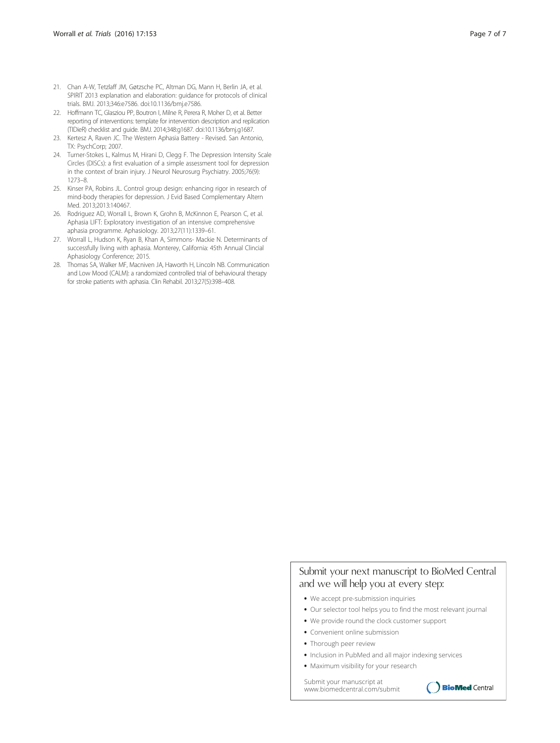21. Chan A-W, Tetzlaff JM, Gøtzsche PC, Altman DG, Mann H, Berlin JA, et al. SPIRIT 2013 explanation and elaboration: guidance for protocols of clinical trials. BMJ. 2013;346:e7586. doi:10.1136/bmj.e7586.
22. Hoffmann TC, Glasziou PP, Boutron I, Milne R, Perera R, Moher D, et al. Better reporting of interventions: template for intervention description and replication (TIDieR) checklist and guide. BMJ. 2014;348:g1687. doi:10.1136/bmj.g1687.
23. Kertesz A, Raven JC. The Western Aphasia Battery - Revised. San Antonio, TX: PsychCorp; 2007.
24. Turner-Stokes L, Kalmus M, Hirani D, Clegg F. The Depression Intensity Scale Circles (DISCs): a first evaluation of a simple assessment tool for depression in the context of brain injury. J Neurol Neurosurg Psychiatry. 2005;76(9): 1273–8.
25. Kinser PA, Robins JL. Control group design: enhancing rigor in research of mind-body therapies for depression. J Evid Based Complementary Altern Med. 2013;2013:140467.
26. Rodriguez AD, Worrall L, Brown K, Grohn B, McKinnon E, Pearson C, et al. Aphasia LIFT: Exploratory investigation of an intensive comprehensive aphasia programme. Aphasiology. 2013;27(11):1339–61.
27. Worrall L, Hudson K, Ryan B, Khan A, Simmons- Mackie N. Determinants of successfully living with aphasia. Monterey, California: 45th Annual Clincial Aphasiology Conference; 2015.
28. Thomas SA, Walker MF, Macniven JA, Haworth H, Lincoln NB. Communication and Low Mood (CALM): a randomized controlled trial of behavioural therapy for stroke patients with aphasia. Clin Rehabil. 2013;27(5):398–408.

Submit your next manuscript to BioMed Central and we will help you at every step:

- We accept pre-submission inquiries
- Our selector tool helps you to find the most relevant journal
- We provide round the clock customer support
- Convenient online submission
- Thorough peer review
- Inclusion in PubMed and all major indexing services
- Maximum visibility for your research

Submit your manuscript at www.biomedcentral.com/submit

BioMed Central